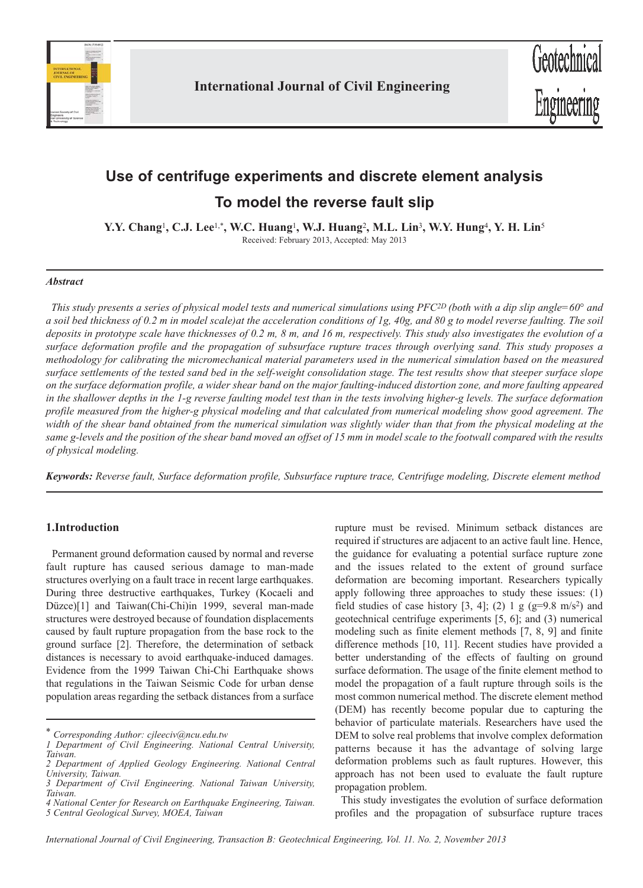# Use of centrifuge experiments and discrete element analysis To model the reverse fault slip

**Y.Y. Chang[1], C.J. Lee[1,*], W.C. Huang[1], W.J. Huang[2], M.L. Lin[3], W.Y. Hung[4], Y. H. Lin[5]**

Received: February 2013, Accepted: May 2013

### *Abstract*

*This study presents a series of physical model tests and numerical simulations using PFC$^{2D}$ (both with a dip slip angle=60° and a soil bed thickness of 0.2 m in model scale)at the acceleration conditions of 1g, 40g, and 80 g to model reverse faulting. The soil deposits in prototype scale have thicknesses of 0.2 m, 8 m, and 16 m, respectively. This study also investigates the evolution of a surface deformation profile and the propagation of subsurface rupture traces through overlying sand. This study proposes a methodology for calibrating the micromechanical material parameters used in the numerical simulation based on the measured surface settlements of the tested sand bed in the self-weight consolidation stage. The test results show that steeper surface slope on the surface deformation profile, a wider shear band on the major faulting-induced distortion zone, and more faulting appeared in the shallower depths in the 1-g reverse faulting model test than in the tests involving higher-g levels. The surface deformation profile measured from the higher-g physical modeling and that calculated from numerical modeling show good agreement. The width of the shear band obtained from the numerical simulation was slightly wider than that from the physical modeling at the same g-levels and the position of the shear band moved an offset of 15 mm in model scale to the footwall compared with the results of physical modeling.*

**Keywords:** *Reverse fault, Surface deformation profile, Subsurface rupture trace, Centrifuge modeling, Discrete element method*

## 1.Introduction

Permanent ground deformation caused by normal and reverse fault rupture has caused serious damage to man-made structures overlying on a fault trace in recent large earthquakes. During three destructive earthquakes, Turkey (Kocaeli and Düzce)[1] and Taiwan(Chi-Chi)in 1999, several man-made structures were destroyed because of foundation displacements caused by fault rupture propagation from the base rock to the ground surface [2]. Therefore, the determination of setback distances is necessary to avoid earthquake-induced damages. Evidence from the 1999 Taiwan Chi-Chi Earthquake shows that regulations in the Taiwan Seismic Code for urban dense population areas regarding the setback distances from a surface rupture must be revised. Minimum setback distances are required if structures are adjacent to an active fault line. Hence, the guidance for evaluating a potential surface rupture zone and the issues related to the extent of ground surface deformation are becoming important. Researchers typically apply following three approaches to study these issues: (1) field studies of case history [3, 4]; (2) 1 g (g=9.8 m/s$^2$) and geotechnical centrifuge experiments [5, 6]; and (3) numerical modeling such as finite element methods [7, 8, 9] and finite difference methods [10, 11]. Recent studies have provided a better understanding of the effects of faulting on ground surface deformation. The usage of the finite element method to model the propagation of a fault rupture through soils is the most common numerical method. The discrete element method (DEM) has recently become popular due to capturing the behavior of particulate materials. Researchers have used the DEM to solve real problems that involve complex deformation patterns because it has the advantage of solving large deformation problems such as fault ruptures. However, this approach has not been used to evaluate the fault rupture propagation problem.

This study investigates the evolution of surface deformation profiles and the propagation of subsurface rupture traces

\* *Corresponding Author: cjleeciv@ncu.edu.tw*

*1 Department of Civil Engineering. National Central University, Taiwan.*

*2 Department of Applied Geology Engineering. National Central University, Taiwan.*

*3 Department of Civil Engineering. National Taiwan University, Taiwan.*

*4 National Center for Research on Earthquake Engineering, Taiwan.*

*5 Central Geological Survey, MOEA, Taiwan*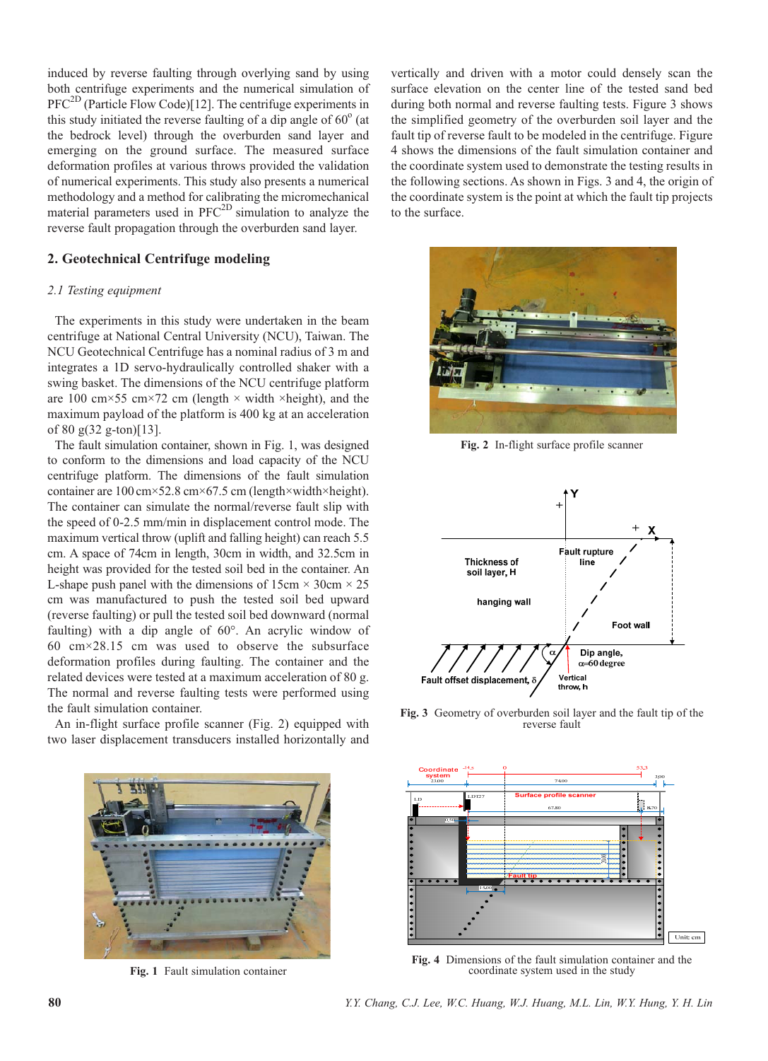induced by reverse faulting through overlying sand by using both centrifuge experiments and the numerical simulation of PFC$^{2D}$ (Particle Flow Code)[12]. The centrifuge experiments in this study initiated the reverse faulting of a dip angle of 60° (at the bedrock level) through the overburden sand layer and emerging on the ground surface. The measured surface deformation profiles at various throws provided the validation of numerical experiments. This study also presents a numerical methodology and a method for calibrating the micromechanical material parameters used in PFC$^{2D}$ simulation to analyze the reverse fault propagation through the overburden sand layer.

## 2. Geotechnical Centrifuge modeling

### *2.1 Testing equipment*

The experiments in this study were undertaken in the beam centrifuge at National Central University (NCU), Taiwan. The NCU Geotechnical Centrifuge has a nominal radius of 3 m and integrates a 1D servo-hydraulically controlled shaker with a swing basket. The dimensions of the NCU centrifuge platform are 100 cm×55 cm×72 cm (length × width ×height), and the maximum payload of the platform is 400 kg at an acceleration of 80 g(32 g-ton)[13].

The fault simulation container, shown in Fig. 1, was designed to conform to the dimensions and load capacity of the NCU centrifuge platform. The dimensions of the fault simulation container are 100 cm×52.8 cm×67.5 cm (length×width×height). The container can simulate the normal/reverse fault slip with the speed of 0-2.5 mm/min in displacement control mode. The maximum vertical throw (uplift and falling height) can reach 5.5 cm. A space of 74cm in length, 30cm in width, and 32.5cm in height was provided for the tested soil bed in the container. An L-shape push panel with the dimensions of 15cm × 30cm × 25 cm was manufactured to push the tested soil bed upward (reverse faulting) or pull the tested soil bed downward (normal faulting) with a dip angle of 60°. An acrylic window of 60 cm×28.15 cm was used to observe the subsurface deformation profiles during faulting. The container and the related devices were tested at a maximum acceleration of 80 g. The normal and reverse faulting tests were performed using the fault simulation container.

An in-flight surface profile scanner (Fig. 2) equipped with two laser displacement transducers installed horizontally and vertically and driven with a motor could densely scan the surface elevation on the center line of the tested sand bed during both normal and reverse faulting tests. Figure 3 shows the simplified geometry of the overburden soil layer and the fault tip of reverse fault to be modeled in the centrifuge. Figure 4 shows the dimensions of the fault simulation container and the coordinate system used to demonstrate the testing results in the following sections. As shown in Figs. 3 and 4, the origin of the coordinate system is the point at which the fault tip projects to the surface.

**Fig. 2** In-flight surface profile scanner

**Fig. 3** Geometry of overburden soil layer and the fault tip of the reverse fault

**Fig. 1** Fault simulation container

**Fig. 4** Dimensions of the fault simulation container and the coordinate system used in the study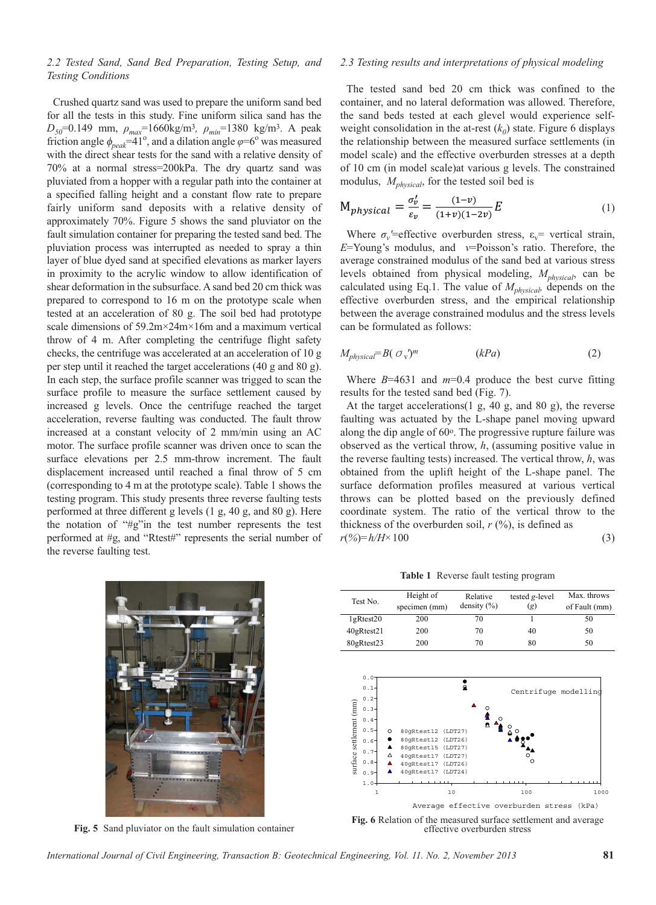### 2.2 Tested Sand, Sand Bed Preparation, Testing Setup, and Testing Conditions

Crushed quartz sand was used to prepare the uniform sand bed for all the tests in this study. Fine uniform silica sand has the $D_{50}$=0.149 mm, $\rho_{max}$=1660kg/m$^3$, $\rho_{min}$=1380 kg/m$^3$. A peak friction angle $\phi_{peak}$=41$^o$, and a dilation angle $\varphi$=6$^o$ was measured with the direct shear tests for the sand with a relative density of 70% at a normal stress=200kPa. The dry quartz sand was pluviated from a hopper with a regular path into the container at a specified falling height and a constant flow rate to prepare fairly uniform sand deposits with a relative density of approximately 70%. Figure 5 shows the sand pluviator on the fault simulation container for preparing the tested sand bed. The pluviation process was interrupted as needed to spray a thin layer of blue dyed sand at specified elevations as marker layers in proximity to the acrylic window to allow identification of shear deformation in the subsurface. A sand bed 20 cm thick was prepared to correspond to 16 m on the prototype scale when tested at an acceleration of 80 g. The soil bed had prototype scale dimensions of 59.2m×24m×16m and a maximum vertical throw of 4 m. After completing the centrifuge flight safety checks, the centrifuge was accelerated at an acceleration of 10 g per step until it reached the target accelerations (40 g and 80 g). In each step, the surface profile scanner was trigged to scan the surface profile to measure the surface settlement caused by increased g levels. Once the centrifuge reached the target acceleration, reverse faulting was conducted. The fault throw increased at a constant velocity of 2 mm/min using an AC motor. The surface profile scanner was driven once to scan the surface elevations per 2.5 mm-throw increment. The fault displacement increased until reached a final throw of 5 cm (corresponding to 4 m at the prototype scale). Table 1 shows the testing program. This study presents three reverse faulting tests performed at three different g levels (1 g, 40 g, and 80 g). Here the notation of "#g"in the test number represents the test performed at #g, and "Rtest#" represents the serial number of the reverse faulting test.

Fig. 5 Sand pluviator on the fault simulation container

### 2.3 Testing results and interpretations of physical modeling

The tested sand bed 20 cm thick was confined to the container, and no lateral deformation was allowed. Therefore, the sand beds tested at each glevel would experience self-weight consolidation in the at-rest ($k_0$) state. Figure 6 displays the relationship between the measured surface settlements (in model scale) and the effective overburden stresses at a depth of 10 cm (in model scale)at various g levels. The constrained modulus, $M_{physical}$, for the tested soil bed is

$$M_{physical} = \frac{\sigma_v'}{\varepsilon_v} = \frac{(1-v)}{(1+v)(1-2v)}E \tag{1}$$

Where $\sigma_v'$=effective overburden stress, $\varepsilon_v$= vertical strain, $E$=Young's modulus, and $v$=Poisson's ratio. Therefore, the average constrained modulus of the sand bed at various stress levels obtained from physical modeling, $M_{physical}$, can be calculated using Eq.1. The value of $M_{physical}$ depends on the effective overburden stress, and the empirical relationship between the average constrained modulus and the stress levels can be formulated as follows:

$$M_{physical}=B(\sigma_v')^m \quad (kPa) \tag{2}$$

Where $B$=4631 and $m$=0.4 produce the best curve fitting results for the tested sand bed (Fig. 7).

At the target accelerations(1 g, 40 g, and 80 g), the reverse faulting was actuated by the L-shape panel moving upward along the dip angle of 60$^o$. The progressive rupture failure was observed as the vertical throw, $h$, (assuming positive value in the reverse faulting tests) increased. The vertical throw, $h$, was obtained from the uplift height of the L-shape panel. The surface deformation profiles measured at various vertical throws can be plotted based on the previously defined coordinate system. The ratio of the vertical throw to the thickness of the overburden soil, $r$ (%), is defined as

$$r(\%)=h/H\times 100 \tag{3}$$

**Table 1** Reverse fault testing program

| Test No. | Height of specimen (mm) | Relative density (%) | tested g-level (g) | Max. throws of Fault (mm) |
|---|---|---|---|---|
| 1gRtest20 | 200 | 70 | 1 | 50 |
| 40gRtest21 | 200 | 70 | 40 | 50 |
| 80gRtest23 | 200 | 70 | 80 | 50 |

**Fig. 6** Relation of the measured surface settlement and average effective overburden stress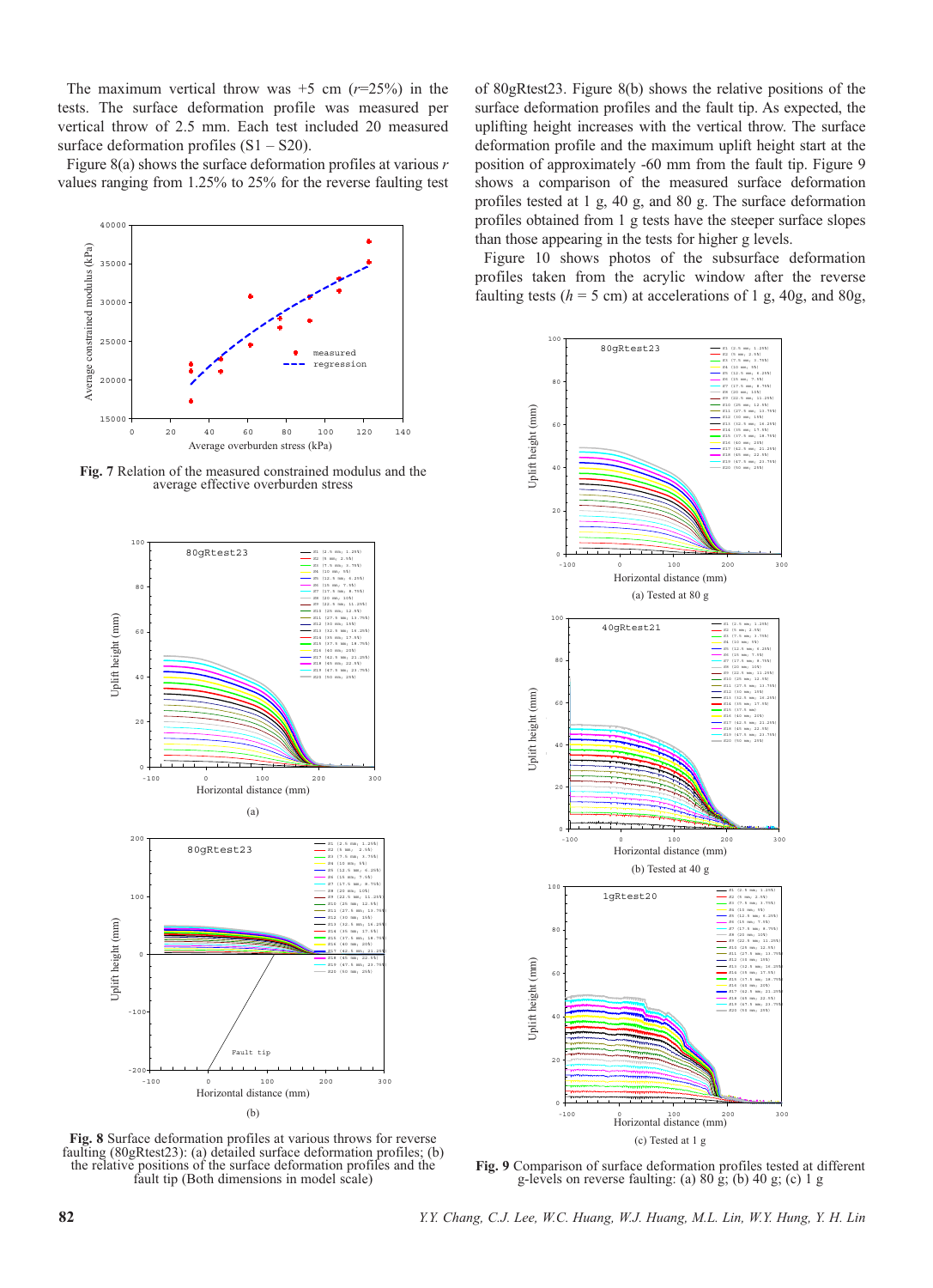The maximum vertical throw was +5 cm ($r$=25%) in the tests. The surface deformation profile was measured per vertical throw of 2.5 mm. Each test included 20 measured surface deformation profiles (S1 – S20).

Figure 8(a) shows the surface deformation profiles at various $r$ values ranging from 1.25% to 25% for the reverse faulting test of 80gRtest23. Figure 8(b) shows the relative positions of the surface deformation profiles and the fault tip. As expected, the uplifting height increases with the vertical throw. The surface deformation profile and the maximum uplift height start at the position of approximately -60 mm from the fault tip. Figure 9 shows a comparison of the measured surface deformation profiles tested at 1 g, 40 g, and 80 g. The surface deformation profiles obtained from 1 g tests have the steeper surface slopes than those appearing in the tests for higher g levels.

Figure 10 shows photos of the subsurface deformation profiles taken from the acrylic window after the reverse faulting tests ($h$ = 5 cm) at accelerations of 1 g, 40g, and 80g,

**Fig. 7** Relation of the measured constrained modulus and the average effective overburden stress

**Fig. 8** Surface deformation profiles at various throws for reverse faulting (80gRtest23): (a) detailed surface deformation profiles; (b) the relative positions of the surface deformation profiles and the fault tip (Both dimensions in model scale)

(a) Tested at 80 g

(b) Tested at 40 g

(c) Tested at 1 g

**Fig. 9** Comparison of surface deformation profiles tested at different g-levels on reverse faulting: (a) 80 g; (b) 40 g; (c) 1 g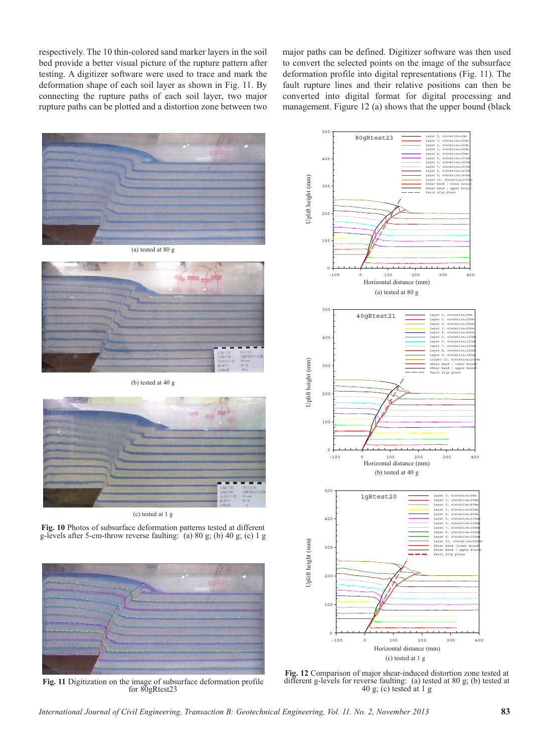respectively. The 10 thin-colored sand marker layers in the soil bed provide a better visual picture of the rupture pattern after testing. A digitizer software were used to trace and mark the deformation shape of each soil layer as shown in Fig. 11. By connecting the rupture paths of each soil layer, two major rupture paths can be plotted and a distortion zone between two major paths can be defined. Digitizer software was then used to convert the selected points on the image of the subsurface deformation profile into digital representations (Fig. 11). The fault rupture lines and their relative positions can then be converted into digital format for digital processing and management. Figure 12 (a) shows that the upper bound (black

(a) tested at 80 g

(b) tested at 40 g

(c) tested at 1 g

**Fig. 10** Photos of subsurface deformation patterns tested at different g-levels after 5-cm-throw reverse faulting: (a) 80 g; (b) 40 g; (c) 1 g

**Fig. 11** Digitization on the image of subsurface deformation profile for 80gRtest23

(a) tested at 80 g

(b) tested at 40 g

(c) tested at 1 g

**Fig. 12** Comparison of major shear-induced distortion zone tested at different g-levels for reverse faulting: (a) tested at 80 g; (b) tested at 40 g; (c) tested at 1 g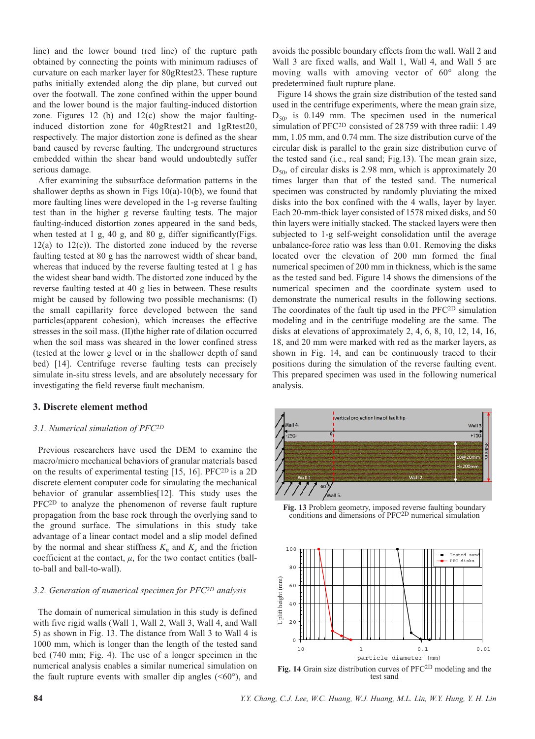line) and the lower bound (red line) of the rupture path obtained by connecting the points with minimum radiuses of curvature on each marker layer for 80gRtest23. These rupture paths initially extended along the dip plane, but curved out over the footwall. The zone confined within the upper bound and the lower bound is the major faulting-induced distortion zone. Figures 12 (b) and 12(c) show the major faulting-induced distortion zone for 40gRtest21 and 1gRtest20, respectively. The major distortion zone is defined as the shear band caused by reverse faulting. The underground structures embedded within the shear band would undoubtedly suffer serious damage.

After examining the subsurface deformation patterns in the shallower depths as shown in Figs 10(a)-10(b), we found that more faulting lines were developed in the 1-g reverse faulting test than in the higher g reverse faulting tests. The major faulting-induced distortion zones appeared in the sand beds, when tested at 1 g, 40 g, and 80 g, differ significantly(Figs. 12(a) to 12(c)). The distorted zone induced by the reverse faulting tested at 80 g has the narrowest width of shear band, whereas that induced by the reverse faulting tested at 1 g has the widest shear band width. The distorted zone induced by the reverse faulting tested at 40 g lies in between. These results might be caused by following two possible mechanisms: (I) the small capillarity force developed between the sand particles(apparent cohesion), which increases the effective stresses in the soil mass. (II)the higher rate of dilation occurred when the soil mass was sheared in the lower confined stress (tested at the lower g level or in the shallower depth of sand bed) [14]. Centrifuge reverse faulting tests can precisely simulate in-situ stress levels, and are absolutely necessary for investigating the field reverse fault mechanism.

## 3. Discrete element method

### 3.1. Numerical simulation of PFC$^{2D}$

Previous researchers have used the DEM to examine the macro/micro mechanical behaviors of granular materials based on the results of experimental testing [15, 16]. PFC$^{2D}$ is a 2D discrete element computer code for simulating the mechanical behavior of granular assemblies[12]. This study uses the PFC$^{2D}$ to analyze the phenomenon of reverse fault rupture propagation from the base rock through the overlying sand to the ground surface. The simulations in this study take advantage of a linear contact model and a slip model defined by the normal and shear stiffness $K_n$ and $K_s$ and the friction coefficient at the contact, $\mu$, for the two contact entities (ball-to-ball and ball-to-wall).

### 3.2. Generation of numerical specimen for PFC$^{2D}$ analysis

The domain of numerical simulation in this study is defined with five rigid walls (Wall 1, Wall 2, Wall 3, Wall 4, and Wall 5) as shown in Fig. 13. The distance from Wall 3 to Wall 4 is 1000 mm, which is longer than the length of the tested sand bed (740 mm; Fig. 4). The use of a longer specimen in the numerical analysis enables a similar numerical simulation on the fault rupture events with smaller dip angles (<60°), and avoids the possible boundary effects from the wall. Wall 2 and Wall 3 are fixed walls, and Wall 1, Wall 4, and Wall 5 are moving walls with amoving vector of 60° along the predetermined fault rupture plane.

Figure 14 shows the grain size distribution of the tested sand used in the centrifuge experiments, where the mean grain size, $D_{50}$, is 0.149 mm. The specimen used in the numerical simulation of PFC$^{2D}$ consisted of 28 759 with three radii: 1.49 mm, 1.05 mm, and 0.74 mm. The size distribution curve of the circular disk is parallel to the grain size distribution curve of the tested sand (i.e., real sand; Fig.13). The mean grain size, $D_{50}$, of circular disks is 2.98 mm, which is approximately 20 times larger than that of the tested sand. The numerical specimen was constructed by randomly pluviating the mixed disks into the box confined with the 4 walls, layer by layer. Each 20-mm-thick layer consisted of 1578 mixed disks, and 50 thin layers were initially stacked. The stacked layers were then subjected to 1-g self-weight consolidation until the average unbalance-force ratio was less than 0.01. Removing the disks located over the elevation of 200 mm formed the final numerical specimen of 200 mm in thickness, which is the same as the tested sand bed. Figure 14 shows the dimensions of the numerical specimen and the coordinate system used to demonstrate the numerical results in the following sections. The coordinates of the fault tip used in the PFC$^{2D}$ simulation modeling and in the centrifuge modeling are the same. The disks at elevations of approximately 2, 4, 6, 8, 10, 12, 14, 16, 18, and 20 mm were marked with red as the marker layers, as shown in Fig. 14, and can be continuously traced to their positions during the simulation of the reverse faulting event. This prepared specimen was used in the following numerical analysis.

**Fig. 13** Problem geometry, imposed reverse faulting boundary conditions and dimensions of PFC$^{2D}$ numerical simulation

**Fig. 14** Grain size distribution curves of PFC$^{2D}$ modeling and the test sand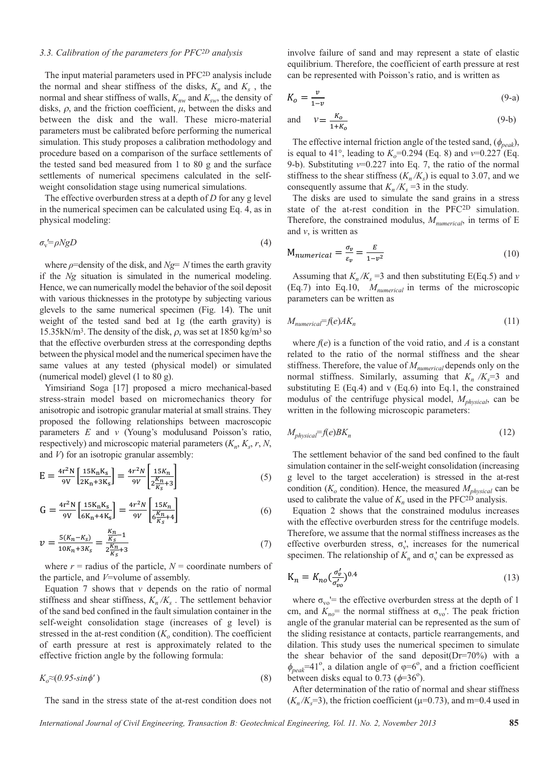### 3.3. Calibration of the parameters for PFC2D analysis

The input material parameters used in PFC2D analysis include the normal and shear stiffness of the disks, $K_n$ and $K_s$ , the normal and shear stiffness of walls, $K_{nw}$ and $K_{sw}$, the density of disks, $\rho$, and the friction coefficient, $\mu$, between the disks and between the disk and the wall. These micro-material parameters must be calibrated before performing the numerical simulation. This study proposes a calibration methodology and procedure based on a comparison of the surface settlements of the tested sand bed measured from 1 to 80 g and the surface settlements of numerical specimens calculated in the self-weight consolidation stage using numerical simulations.

The effective overburden stress at a depth of $D$ for any g level in the numerical specimen can be calculated using Eq. 4, as in physical modeling:

$$\sigma_v' = \rho N g D \tag{4}$$

where $\rho$=density of the disk, and $Ng$= $N$ times the earth gravity if the $Ng$ situation is simulated in the numerical modeling. Hence, we can numerically model the behavior of the soil deposit with various thicknesses in the prototype by subjecting various glevels to the same numerical specimen (Fig. 14). The unit weight of the tested sand bed at 1g (the earth gravity) is 15.35kN/m3. The density of the disk, $\rho$, was set at 1850 kg/m3 so that the effective overburden stress at the corresponding depths between the physical model and the numerical specimen have the same values at any tested (physical model) or simulated (numerical model) glevel (1 to 80 g).

Yimsiriand Soga [17] proposed a micro mechanical-based stress-strain model based on micromechanics theory for anisotropic and isotropic granular material at small strains. They proposed the following relationships between macroscopic parameters $E$ and $v$ (Young's modulusand Poisson's ratio, respectively) and microscopic material parameters ($K_n$, $K_s$, $r$, $N$, and $V$) for an isotropic granular assembly:

$$E = \frac{4r^2N}{9V}\left[\frac{15K_nK_s}{2K_n+3K_s}\right] = \frac{4r^2N}{9V}\left[\frac{15K_n}{2\frac{K_n}{K_s}+3}\right] \tag{5}$$

$$G = \frac{4r^2N}{9V}\left[\frac{15K_nK_s}{6K_n+4K_s}\right] = \frac{4r^2N}{9V}\left[\frac{15K_n}{6\frac{K_n}{K_s}+4}\right] \tag{6}$$

$$v = \frac{5(K_n-K_s)}{10K_n+3K_s} = \frac{\frac{K_n}{K_s}-1}{2\frac{K_n}{K_s}+3} \tag{7}$$

where $r$ = radius of the particle, $N$ = coordinate numbers of the particle, and $V$=volume of assembly.

Equation 7 shows that $v$ depends on the ratio of normal stiffness and shear stiffness, $K_n/K_s$ . The settlement behavior of the sand bed confined in the fault simulation container in the self-weight consolidation stage (increases of g level) is stressed in the at-rest condition ($K_o$ condition). The coefficient of earth pressure at rest is approximately related to the effective friction angle by the following formula:

$$K_o \approx (0.95 - \sin\phi') \tag{8}$$

The sand in the stress state of the at-rest condition does not involve failure of sand and may represent a state of elastic equilibrium. Therefore, the coefficient of earth pressure at rest can be represented with Poisson's ratio, and is written as

$$K_o = \frac{v}{1-v} \tag{9-a}$$

$$\text{and} \quad v = \frac{K_o}{1+K_o} \tag{9-b}$$

The effective internal friction angle of the tested sand, ($\phi_{peak}$), is equal to 41°, leading to $K_o$=0.294 (Eq. 8) and $v$=0.227 (Eq. 9-b). Substituting $v$=0.227 into Eq. 7, the ratio of the normal stiffness to the shear stiffness ($K_n/K_s$) is equal to 3.07, and we consequently assume that $K_n/K_s$ =3 in the study.

The disks are used to simulate the sand grains in a stress state of the at-rest condition in the PFC2D simulation. Therefore, the constrained modulus, $M_{numerical}$, in terms of E and $v$, is written as

$$M_{numerical} = \frac{\sigma_v}{\varepsilon_v} = \frac{E}{1-v^2} \tag{10}$$

Assuming that $K_n/K_s$ =3 and then substituting E(Eq.5) and $v$ (Eq.7) into Eq.10, $M_{numerical}$ in terms of the microscopic parameters can be written as

$$M_{numerical} = f(e)AK_n \tag{11}$$

where $f(e)$ is a function of the void ratio, and $A$ is a constant related to the ratio of the normal stiffness and the shear stiffness. Therefore, the value of $M_{numerical}$ depends only on the normal stiffness. Similarly, assuming that $K_n/K_s$=3 and substituting E (Eq.4) and v (Eq.6) into Eq.1, the constrained modulus of the centrifuge physical model, $M_{physical}$, can be written in the following microscopic parameters:

$$M_{physical} = f(e)BK_n \tag{12}$$

The settlement behavior of the sand bed confined to the fault simulation container in the self-weight consolidation (increasing g level to the target acceleration) is stressed in the at-rest condition ($K_o$ condition). Hence, the measured $M_{physical}$ can be used to calibrate the value of $K_n$ used in the PFC2D analysis.

Equation 2 shows that the constrained modulus increases with the effective overburden stress for the centrifuge models. Therefore, we assume that the normal stiffness increases as the effective overburden stress, $\sigma_v'$, increases for the numerical specimen. The relationship of $K_n$ and $\sigma_v'$ can be expressed as

$$K_n = K_{no}\left(\frac{\sigma_v'}{\sigma_{vo}'}\right)^{0.4} \tag{13}$$

where $\sigma_{vo}'$= the effective overburden stress at the depth of 1 cm, and $K_{no}$= the normal stiffness at $\sigma_{vo}'$. The peak friction angle of the granular material can be represented as the sum of the sliding resistance at contacts, particle rearrangements, and dilation. This study uses the numerical specimen to simulate the shear behavior of the sand deposit(Dr=70%) with a $\phi_{peak}$=41°, a dilation angle of $\varphi$=6°, and a friction coefficient between disks equal to 0.73 ($\phi$=36°).

After determination of the ratio of normal and shear stiffness ($K_n/K_s$=3), the friction coefficient ($\mu$=0.73), and m=0.4 used in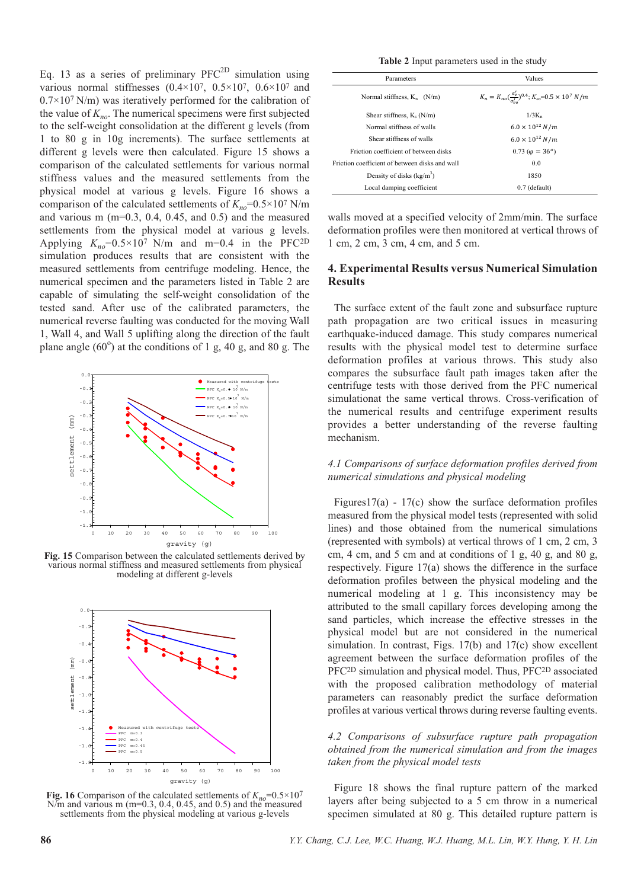Eq. 13 as a series of preliminary PFC$^{2D}$ simulation using various normal stiffnesses ($0.4\times10^7$, $0.5\times10^7$, $0.6\times10^7$ and $0.7\times10^7$ N/m) was iteratively performed for the calibration of the value of $K_{no}$. The numerical specimens were first subjected to the self-weight consolidation at the different g levels (from 1 to 80 g in 10g increments). The surface settlements at different g levels were then calculated. Figure 15 shows a comparison of the calculated settlements for various normal stiffness values and the measured settlements from the physical model at various g levels. Figure 16 shows a comparison of the calculated settlements of $K_{no}$=$0.5\times10^7$ N/m and various m (m=0.3, 0.4, 0.45, and 0.5) and the measured settlements from the physical model at various g levels. Applying $K_{no}$=$0.5\times10^7$ N/m and m=0.4 in the PFC$^{2D}$ simulation produces results that are consistent with the measured settlements from centrifuge modeling. Hence, the numerical specimen and the parameters listed in Table 2 are capable of simulating the self-weight consolidation of the tested sand. After use of the calibrated parameters, the numerical reverse faulting was conducted for the moving Wall 1, Wall 4, and Wall 5 uplifting along the direction of the fault plane angle (60°) at the conditions of 1 g, 40 g, and 80 g. The walls moved at a specified velocity of 2mm/min. The surface deformation profiles were then monitored at vertical throws of 1 cm, 2 cm, 3 cm, 4 cm, and 5 cm.

**Fig. 15** Comparison between the calculated settlements derived by various normal stiffness and measured settlements from physical modeling at different g-levels

**Fig. 16** Comparison of the calculated settlements of $K_{no}$=$0.5\times10^7$ N/m and various m (m=0.3, 0.4, 0.45, and 0.5) and the measured settlements from the physical modeling at various g-levels

**Table 2** Input parameters used in the study

| Parameters | Values |
|---|---|
| Normal stiffness, $K_n$ (N/m) | $K_n = K_{no}(\frac{\sigma_v'}{\sigma_{vo}'})^{0.4}$; $K_{no}$=$0.5\times10^7$ $N/m$ |
| Shear stiffness, $K_s$ (N/m) | $1/3K_n$ |
| Normal stiffness of walls | $6.0\times10^{12}$ $N/m$ |
| Shear stiffness of walls | $6.0\times10^{12}$ $N/m$ |
| Friction coefficient of between disks | 0.73 ($\varphi = 36^o$) |
| Friction coefficient of between disks and wall | 0.0 |
| Density of disks (kg/m$^3$) | 1850 |
| Local damping coefficient | 0.7 (default) |

## 4. Experimental Results versus Numerical Simulation Results

The surface extent of the fault zone and subsurface rupture path propagation are two critical issues in measuring earthquake-induced damage. This study compares numerical results with the physical model test to determine surface deformation profiles at various throws. This study also compares the subsurface fault path images taken after the centrifuge tests with those derived from the PFC numerical simulationat the same vertical throws. Cross-verification of the numerical results and centrifuge experiment results provides a better understanding of the reverse faulting mechanism.

### *4.1 Comparisons of surface deformation profiles derived from numerical simulations and physical modeling*

Figures17(a) - 17(c) show the surface deformation profiles measured from the physical model tests (represented with solid lines) and those obtained from the numerical simulations (represented with symbols) at vertical throws of 1 cm, 2 cm, 3 cm, 4 cm, and 5 cm and at conditions of 1 g, 40 g, and 80 g, respectively. Figure 17(a) shows the difference in the surface deformation profiles between the physical modeling and the numerical modeling at 1 g. This inconsistency may be attributed to the small capillary forces developing among the sand particles, which increase the effective stresses in the physical model but are not considered in the numerical simulation. In contrast, Figs. 17(b) and 17(c) show excellent agreement between the surface deformation profiles of the PFC$^{2D}$ simulation and physical model. Thus, PFC$^{2D}$ associated with the proposed calibration methodology of material parameters can reasonably predict the surface deformation profiles at various vertical throws during reverse faulting events.

### *4.2 Comparisons of subsurface rupture path propagation obtained from the numerical simulation and from the images taken from the physical model tests*

Figure 18 shows the final rupture pattern of the marked layers after being subjected to a 5 cm throw in a numerical specimen simulated at 80 g. This detailed rupture pattern is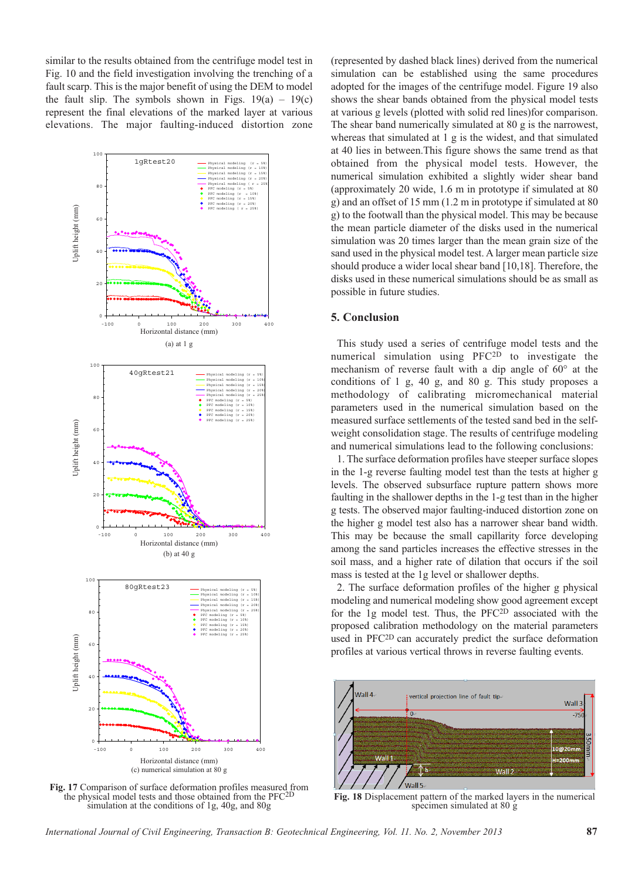similar to the results obtained from the centrifuge model test in Fig. 10 and the field investigation involving the trenching of a fault scarp. This is the major benefit of using the DEM to model the fault slip. The symbols shown in Figs. 19(a) – 19(c) represent the final elevations of the marked layer at various elevations. The major faulting-induced distortion zone (represented by dashed black lines) derived from the numerical simulation can be established using the same procedures adopted for the images of the centrifuge model. Figure 19 also shows the shear bands obtained from the physical model tests at various g levels (plotted with solid red lines)for comparison. The shear band numerically simulated at 80 g is the narrowest, whereas that simulated at 1 g is the widest, and that simulated at 40 lies in between.This figure shows the same trend as that obtained from the physical model tests. However, the numerical simulation exhibited a slightly wider shear band (approximately 20 wide, 1.6 m in prototype if simulated at 80 g) and an offset of 15 mm (1.2 m in prototype if simulated at 80 g) to the footwall than the physical model. This may be because the mean particle diameter of the disks used in the numerical simulation was 20 times larger than the mean grain size of the sand used in the physical model test. A larger mean particle size should produce a wider local shear band [10,18]. Therefore, the disks used in these numerical simulations should be as small as possible in future studies.

(a) at 1 g

(b) at 40 g

(c) numerical simulation at 80 g

**Fig. 17** Comparison of surface deformation profiles measured from the physical model tests and those obtained from the PFC$^{2D}$ simulation at the conditions of 1g, 40g, and 80g

## 5. Conclusion

This study used a series of centrifuge model tests and the numerical simulation using PFC$^{2D}$ to investigate the mechanism of reverse fault with a dip angle of 60° at the conditions of 1 g, 40 g, and 80 g. This study proposes a methodology of calibrating micromechanical material parameters used in the numerical simulation based on the measured surface settlements of the tested sand bed in the self-weight consolidation stage. The results of centrifuge modeling and numerical simulations lead to the following conclusions:

1. The surface deformation profiles have steeper surface slopes in the 1-g reverse faulting model test than the tests at higher g levels. The observed subsurface rupture pattern shows more faulting in the shallower depths in the 1-g test than in the higher g tests. The observed major faulting-induced distortion zone on the higher g model test also has a narrower shear band width. This may be because the small capillarity force developing among the sand particles increases the effective stresses in the soil mass, and a higher rate of dilation that occurs if the soil mass is tested at the 1g level or shallower depths.

2. The surface deformation profiles of the higher g physical modeling and numerical modeling show good agreement except for the 1g model test. Thus, the PFC$^{2D}$ associated with the proposed calibration methodology on the material parameters used in PFC$^{2D}$ can accurately predict the surface deformation profiles at various vertical throws in reverse faulting events.

**Fig. 18** Displacement pattern of the marked layers in the numerical specimen simulated at 80 g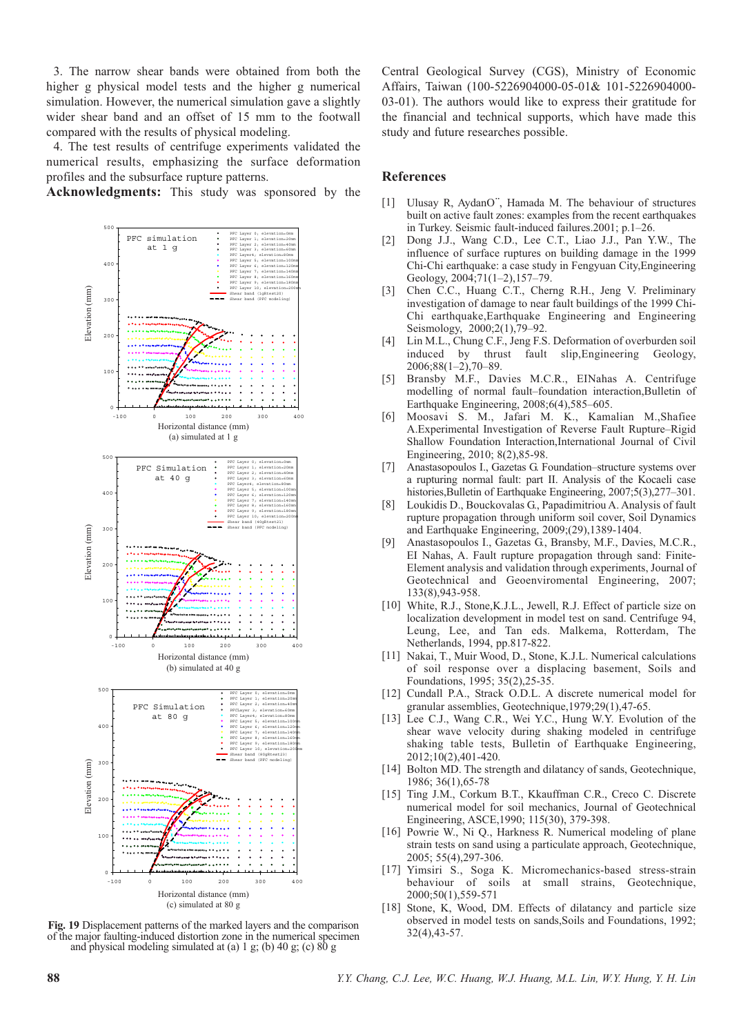3. The narrow shear bands were obtained from both the higher g physical model tests and the higher g numerical simulation. However, the numerical simulation gave a slightly wider shear band and an offset of 15 mm to the footwall compared with the results of physical modeling.

4. The test results of centrifuge experiments validated the numerical results, emphasizing the surface deformation profiles and the subsurface rupture patterns.

**Acknowledgments:** This study was sponsored by the Central Geological Survey (CGS), Ministry of Economic Affairs, Taiwan (100-5226904000-05-01& 101-5226904000-03-01). The authors would like to express their gratitude for the financial and technical supports, which have made this study and future researches possible.

PFC simulation at 1 g

Elevation (mm)

Horizontal distance (mm)

(a) simulated at 1 g

PFC Simulation at 40 g

Elevation (mm)

Horizontal distance (mm)

(b) simulated at 40 g

PFC Simulation at 80 g

Elevation (mm)

Horizontal distance (mm)

(c) simulated at 80 g

**Fig. 19** Displacement patterns of the marked layers and the comparison of the major faulting-induced distortion zone in the numerical specimen and physical modeling simulated at (a) 1 g; (b) 40 g; (c) 80 g

## References

[1] Ulusay R, AydanO¨, Hamada M. The behaviour of structures built on active fault zones: examples from the recent earthquakes in Turkey. Seismic fault-induced failures.2001; p.1–26.

[2] Dong J.J., Wang C.D., Lee C.T., Liao J.J., Pan Y.W., The influence of surface ruptures on building damage in the 1999 Chi-Chi earthquake: a case study in Fengyuan City,Engineering Geology, 2004;71(1–2),157–79.

[3] Chen C.C., Huang C.T., Cherng R.H., Jeng V. Preliminary investigation of damage to near fault buildings of the 1999 Chi-Chi earthquake,Earthquake Engineering and Engineering Seismology, 2000;2(1),79–92.

[4] Lin M.L., Chung C.F., Jeng F.S. Deformation of overburden soil induced by thrust fault slip,Engineering Geology, 2006;88(1–2),70–89.

[5] Bransby M.F., Davies M.C.R., EINahas A. Centrifuge modelling of normal fault–foundation interaction,Bulletin of Earthquake Engineering, 2008;6(4),585–605.

[6] Moosavi S. M., Jafari M. K., Kamalian M.,Shafiee A.Experimental Investigation of Reverse Fault Rupture–Rigid Shallow Foundation Interaction,International Journal of Civil Engineering, 2010; 8(2),85-98.

[7] Anastasopoulos I., Gazetas G. Foundation–structure systems over a rupturing normal fault: part II. Analysis of the Kocaeli case histories,Bulletin of Earthquake Engineering, 2007;5(3),277–301.

[8] Loukidis D., Bouckovalas G., Papadimitriou A. Analysis of fault rupture propagation through uniform soil cover, Soil Dynamics and Earthquake Engineering, 2009;(29),1389-1404.

[9] Anastasopoulos I., Gazetas G., Bransby, M.F., Davies, M.C.R., EI Nahas, A. Fault rupture propagation through sand: Finite-Element analysis and validation through experiments, Journal of Geotechnical and Geoenviromental Engineering, 2007; 133(8),943-958.

[10] White, R.J., Stone,K.J.L., Jewell, R.J. Effect of particle size on localization development in model test on sand. Centrifuge 94, Leung, Lee, and Tan eds. Malkema, Rotterdam, The Netherlands, 1994, pp.817-822.

[11] Nakai, T., Muir Wood, D., Stone, K.J.L. Numerical calculations of soil response over a displacing basement, Soils and Foundations, 1995; 35(2),25-35.

[12] Cundall P.A., Strack O.D.L. A discrete numerical model for granular assemblies, Geotechnique,1979;29(1),47-65.

[13] Lee C.J., Wang C.R., Wei Y.C., Hung W.Y. Evolution of the shear wave velocity during shaking modeled in centrifuge shaking table tests, Bulletin of Earthquake Engineering, 2012;10(2),401-420.

[14] Bolton MD. The strength and dilatancy of sands, Geotechnique, 1986; 36(1),65-78

[15] Ting J.M., Corkum B.T., Kkauffman C.R., Creco C. Discrete numerical model for soil mechanics, Journal of Geotechnical Engineering, ASCE,1990; 115(30), 379-398.

[16] Powrie W., Ni Q., Harkness R. Numerical modeling of plane strain tests on sand using a particulate approach, Geotechnique, 2005; 55(4),297-306.

[17] Yimsiri S., Soga K. Micromechanics-based stress-strain behaviour of soils at small strains, Geotechnique, 2000;50(1),559-571

[18] Stone, K, Wood, DM. Effects of dilatancy and particle size observed in model tests on sands,Soils and Foundations, 1992; 32(4),43-57.